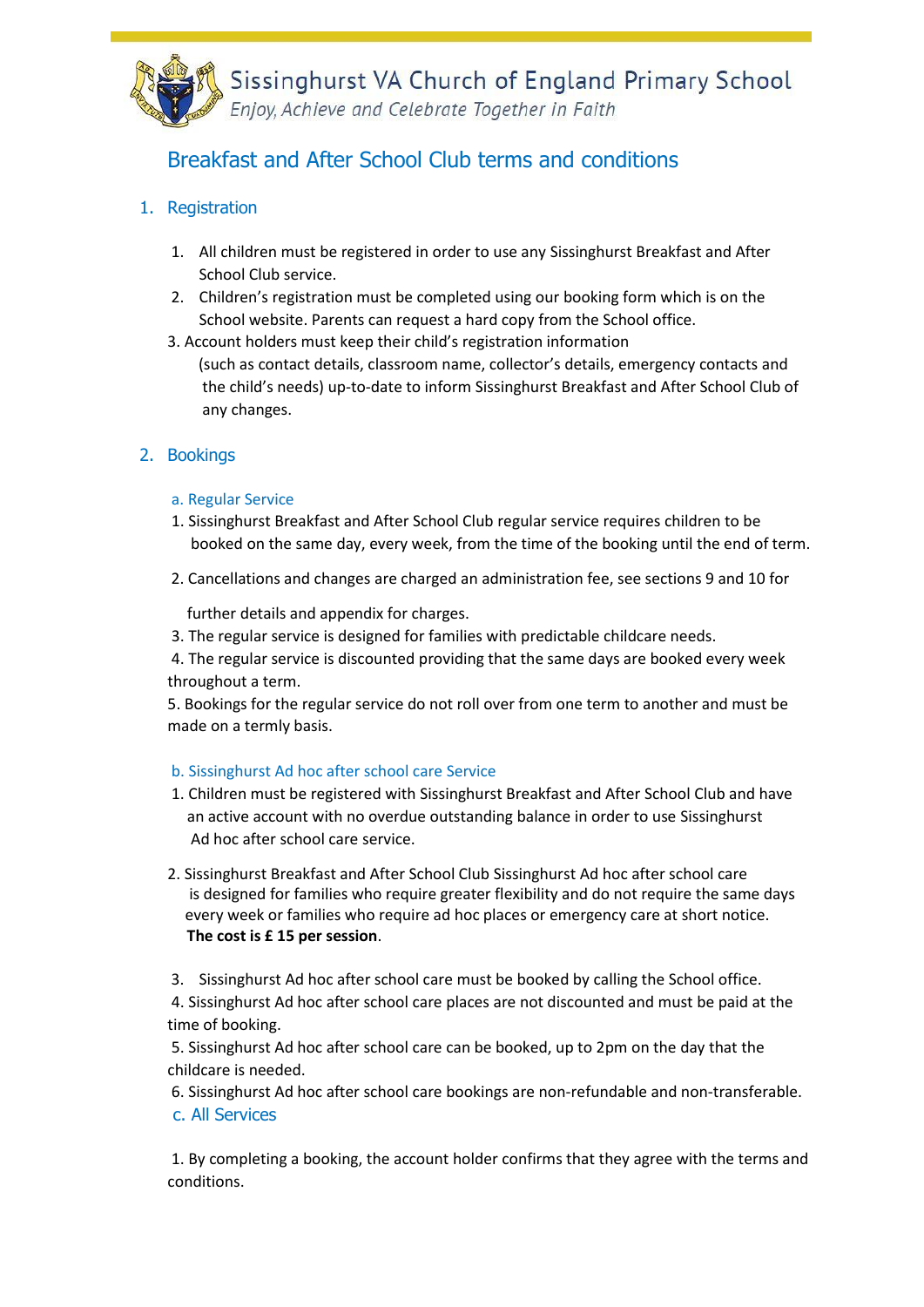# Sissinghurst VA Church of England Primary School

*Enjoy, Achieve and Celebrate Together in Faith*

## Breakfast and After School Club terms and conditions

### 1. Registration

1. All children must be registered in order to use any Sissinghurst Breakfast and After School Club service.
2. Children's registration must be completed using our booking form which is on the School website. Parents can request a hard copy from the School office.
3. Account holders must keep their child's registration information (such as contact details, classroom name, collector's details, emergency contacts and the child's needs) up-to-date to inform Sissinghurst Breakfast and After School Club of any changes.

### 2. Bookings

#### a. Regular Service

1. Sissinghurst Breakfast and After School Club regular service requires children to be booked on the same day, every week, from the time of the booking until the end of term.
2. Cancellations and changes are charged an administration fee, see sections 9 and 10 for further details and appendix for charges.
3. The regular service is designed for families with predictable childcare needs.
4. The regular service is discounted providing that the same days are booked every week throughout a term.
5. Bookings for the regular service do not roll over from one term to another and must be made on a termly basis.

#### b. Sissinghurst Ad hoc after school care Service

1. Children must be registered with Sissinghurst Breakfast and After School Club and have an active account with no overdue outstanding balance in order to use Sissinghurst Ad hoc after school care service.
2. Sissinghurst Breakfast and After School Club Sissinghurst Ad hoc after school care is designed for families who require greater flexibility and do not require the same days every week or families who require ad hoc places or emergency care at short notice. **The cost is £ 15 per session**.
3. Sissinghurst Ad hoc after school care must be booked by calling the School office.
4. Sissinghurst Ad hoc after school care places are not discounted and must be paid at the time of booking.
5. Sissinghurst Ad hoc after school care can be booked, up to 2pm on the day that the childcare is needed.
6. Sissinghurst Ad hoc after school care bookings are non-refundable and non-transferable.

#### c. All Services

1. By completing a booking, the account holder confirms that they agree with the terms and conditions.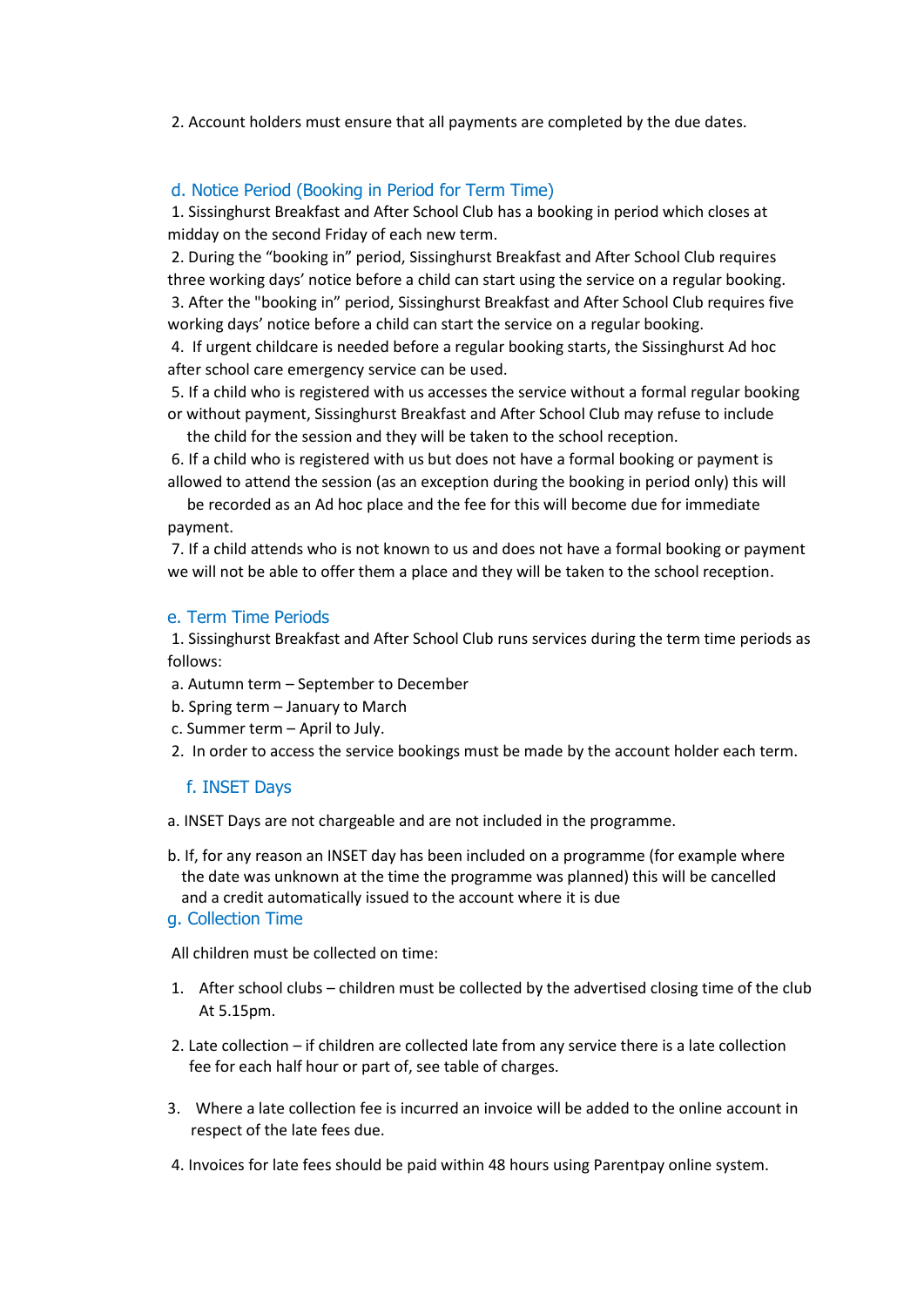2. Account holders must ensure that all payments are completed by the due dates.

### d. Notice Period (Booking in Period for Term Time)

1. Sissinghurst Breakfast and After School Club has a booking in period which closes at midday on the second Friday of each new term.
2. During the "booking in" period, Sissinghurst Breakfast and After School Club requires three working days' notice before a child can start using the service on a regular booking.
3. After the "booking in" period, Sissinghurst Breakfast and After School Club requires five working days' notice before a child can start the service on a regular booking.
4. If urgent childcare is needed before a regular booking starts, the Sissinghurst Ad hoc after school care emergency service can be used.
5. If a child who is registered with us accesses the service without a formal regular booking or without payment, Sissinghurst Breakfast and After School Club may refuse to include the child for the session and they will be taken to the school reception.
6. If a child who is registered with us but does not have a formal booking or payment is allowed to attend the session (as an exception during the booking in period only) this will be recorded as an Ad hoc place and the fee for this will become due for immediate payment.
7. If a child attends who is not known to us and does not have a formal booking or payment we will not be able to offer them a place and they will be taken to the school reception.

### e. Term Time Periods

1. Sissinghurst Breakfast and After School Club runs services during the term time periods as follows:
   a. Autumn term – September to December
   b. Spring term – January to March
   c. Summer term – April to July.
2. In order to access the service bookings must be made by the account holder each term.

### f. INSET Days

a. INSET Days are not chargeable and are not included in the programme.

b. If, for any reason an INSET day has been included on a programme (for example where the date was unknown at the time the programme was planned) this will be cancelled and a credit automatically issued to the account where it is due

### g. Collection Time

All children must be collected on time:

1. After school clubs – children must be collected by the advertised closing time of the club At 5.15pm.
2. Late collection – if children are collected late from any service there is a late collection fee for each half hour or part of, see table of charges.
3. Where a late collection fee is incurred an invoice will be added to the online account in respect of the late fees due.
4. Invoices for late fees should be paid within 48 hours using Parentpay online system.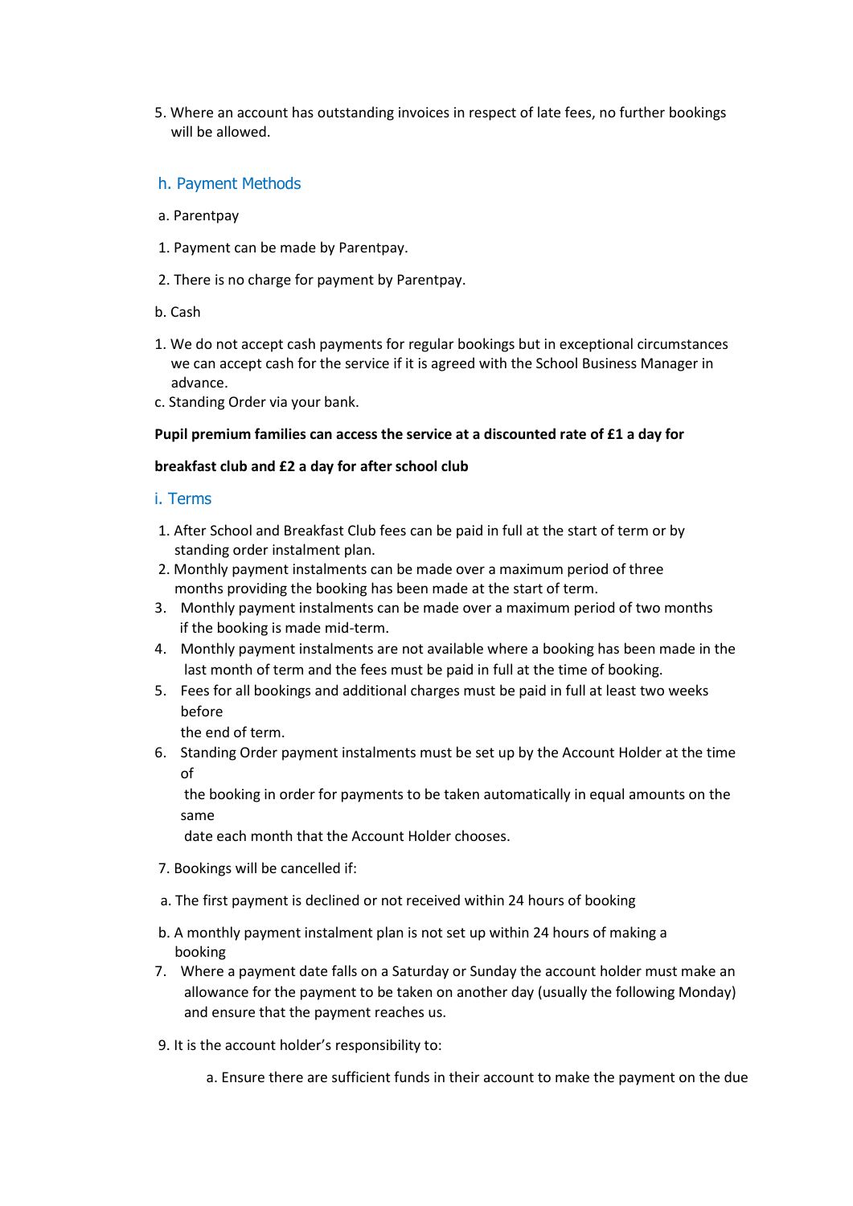5. Where an account has outstanding invoices in respect of late fees, no further bookings will be allowed.

## h. Payment Methods

a. Parentpay

1. Payment can be made by Parentpay.

2. There is no charge for payment by Parentpay.

b. Cash

1. We do not accept cash payments for regular bookings but in exceptional circumstances we can accept cash for the service if it is agreed with the School Business Manager in advance.

c. Standing Order via your bank.

**Pupil premium families can access the service at a discounted rate of £1 a day for**

**breakfast club and £2 a day for after school club**

## i. Terms

1. After School and Breakfast Club fees can be paid in full at the start of term or by standing order instalment plan.
2. Monthly payment instalments can be made over a maximum period of three months providing the booking has been made at the start of term.
3. Monthly payment instalments can be made over a maximum period of two months if the booking is made mid-term.
4. Monthly payment instalments are not available where a booking has been made in the last month of term and the fees must be paid in full at the time of booking.
5. Fees for all bookings and additional charges must be paid in full at least two weeks before the end of term.
6. Standing Order payment instalments must be set up by the Account Holder at the time of the booking in order for payments to be taken automatically in equal amounts on the same date each month that the Account Holder chooses.

7. Bookings will be cancelled if:

a. The first payment is declined or not received within 24 hours of booking

b. A monthly payment instalment plan is not set up within 24 hours of making a booking

7. Where a payment date falls on a Saturday or Sunday the account holder must make an allowance for the payment to be taken on another day (usually the following Monday) and ensure that the payment reaches us.

9. It is the account holder's responsibility to:

   a. Ensure there are sufficient funds in their account to make the payment on the due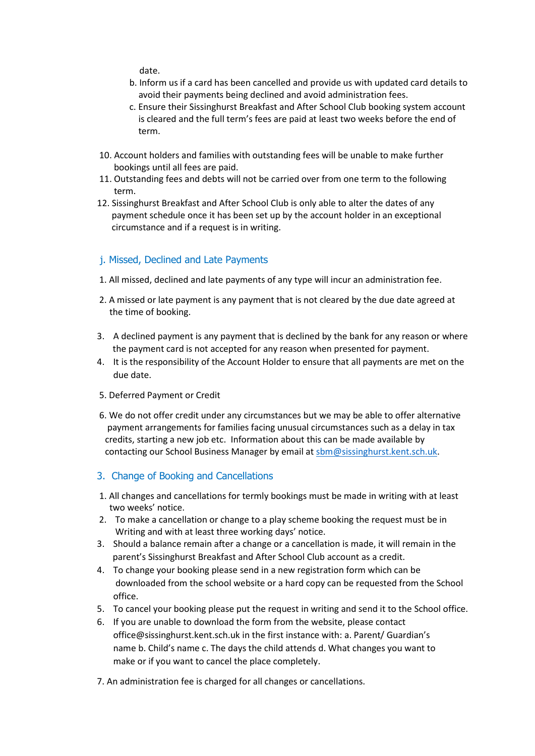date.

b. Inform us if a card has been cancelled and provide us with updated card details to avoid their payments being declined and avoid administration fees.
c. Ensure their Sissinghurst Breakfast and After School Club booking system account is cleared and the full term's fees are paid at least two weeks before the end of term.

10. Account holders and families with outstanding fees will be unable to make further bookings until all fees are paid.
11. Outstanding fees and debts will not be carried over from one term to the following term.
12. Sissinghurst Breakfast and After School Club is only able to alter the dates of any payment schedule once it has been set up by the account holder in an exceptional circumstance and if a request is in writing.

## j. Missed, Declined and Late Payments

1. All missed, declined and late payments of any type will incur an administration fee.

2. A missed or late payment is any payment that is not cleared by the due date agreed at the time of booking.

3. A declined payment is any payment that is declined by the bank for any reason or where the payment card is not accepted for any reason when presented for payment.
4. It is the responsibility of the Account Holder to ensure that all payments are met on the due date.

5. Deferred Payment or Credit

6. We do not offer credit under any circumstances but we may be able to offer alternative payment arrangements for families facing unusual circumstances such as a delay in tax credits, starting a new job etc. Information about this can be made available by contacting our School Business Manager by email at sbm@sissinghurst.kent.sch.uk.

## 3. Change of Booking and Cancellations

1. All changes and cancellations for termly bookings must be made in writing with at least two weeks' notice.
2. To make a cancellation or change to a play scheme booking the request must be in Writing and with at least three working days' notice.
3. Should a balance remain after a change or a cancellation is made, it will remain in the parent's Sissinghurst Breakfast and After School Club account as a credit.
4. To change your booking please send in a new registration form which can be downloaded from the school website or a hard copy can be requested from the School office.
5. To cancel your booking please put the request in writing and send it to the School office.
6. If you are unable to download the form from the website, please contact office@sissinghurst.kent.sch.uk in the first instance with: a. Parent/ Guardian's name b. Child's name c. The days the child attends d. What changes you want to make or if you want to cancel the place completely.

7. An administration fee is charged for all changes or cancellations.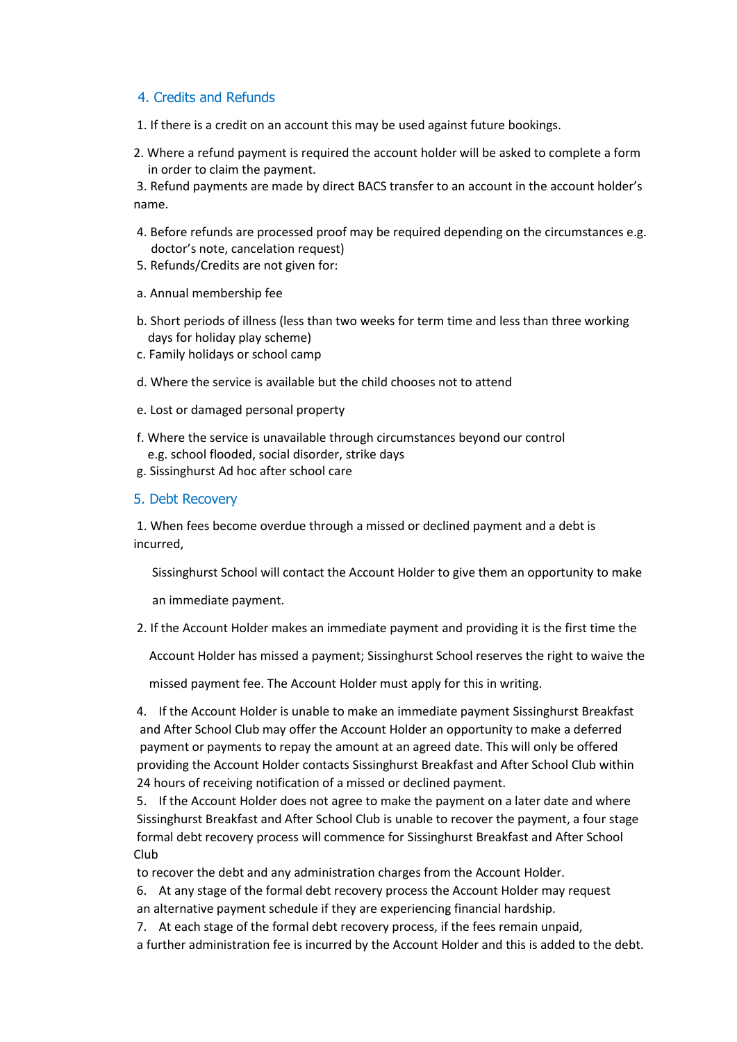## 4. Credits and Refunds

1. If there is a credit on an account this may be used against future bookings.
2. Where a refund payment is required the account holder will be asked to complete a form in order to claim the payment.
3. Refund payments are made by direct BACS transfer to an account in the account holder's name.
4. Before refunds are processed proof may be required depending on the circumstances e.g. doctor's note, cancelation request)
5. Refunds/Credits are not given for:

a. Annual membership fee

b. Short periods of illness (less than two weeks for term time and less than three working days for holiday play scheme)

c. Family holidays or school camp

d. Where the service is available but the child chooses not to attend

e. Lost or damaged personal property

f. Where the service is unavailable through circumstances beyond our control e.g. school flooded, social disorder, strike days

g. Sissinghurst Ad hoc after school care

## 5. Debt Recovery

1. When fees become overdue through a missed or declined payment and a debt is incurred,

   Sissinghurst School will contact the Account Holder to give them an opportunity to make an immediate payment.

2. If the Account Holder makes an immediate payment and providing it is the first time the Account Holder has missed a payment; Sissinghurst School reserves the right to waive the missed payment fee. The Account Holder must apply for this in writing.

4. If the Account Holder is unable to make an immediate payment Sissinghurst Breakfast and After School Club may offer the Account Holder an opportunity to make a deferred payment or payments to repay the amount at an agreed date. This will only be offered providing the Account Holder contacts Sissinghurst Breakfast and After School Club within 24 hours of receiving notification of a missed or declined payment.
5. If the Account Holder does not agree to make the payment on a later date and where Sissinghurst Breakfast and After School Club is unable to recover the payment, a four stage formal debt recovery process will commence for Sissinghurst Breakfast and After School Club to recover the debt and any administration charges from the Account Holder.
6. At any stage of the formal debt recovery process the Account Holder may request an alternative payment schedule if they are experiencing financial hardship.
7. At each stage of the formal debt recovery process, if the fees remain unpaid, a further administration fee is incurred by the Account Holder and this is added to the debt.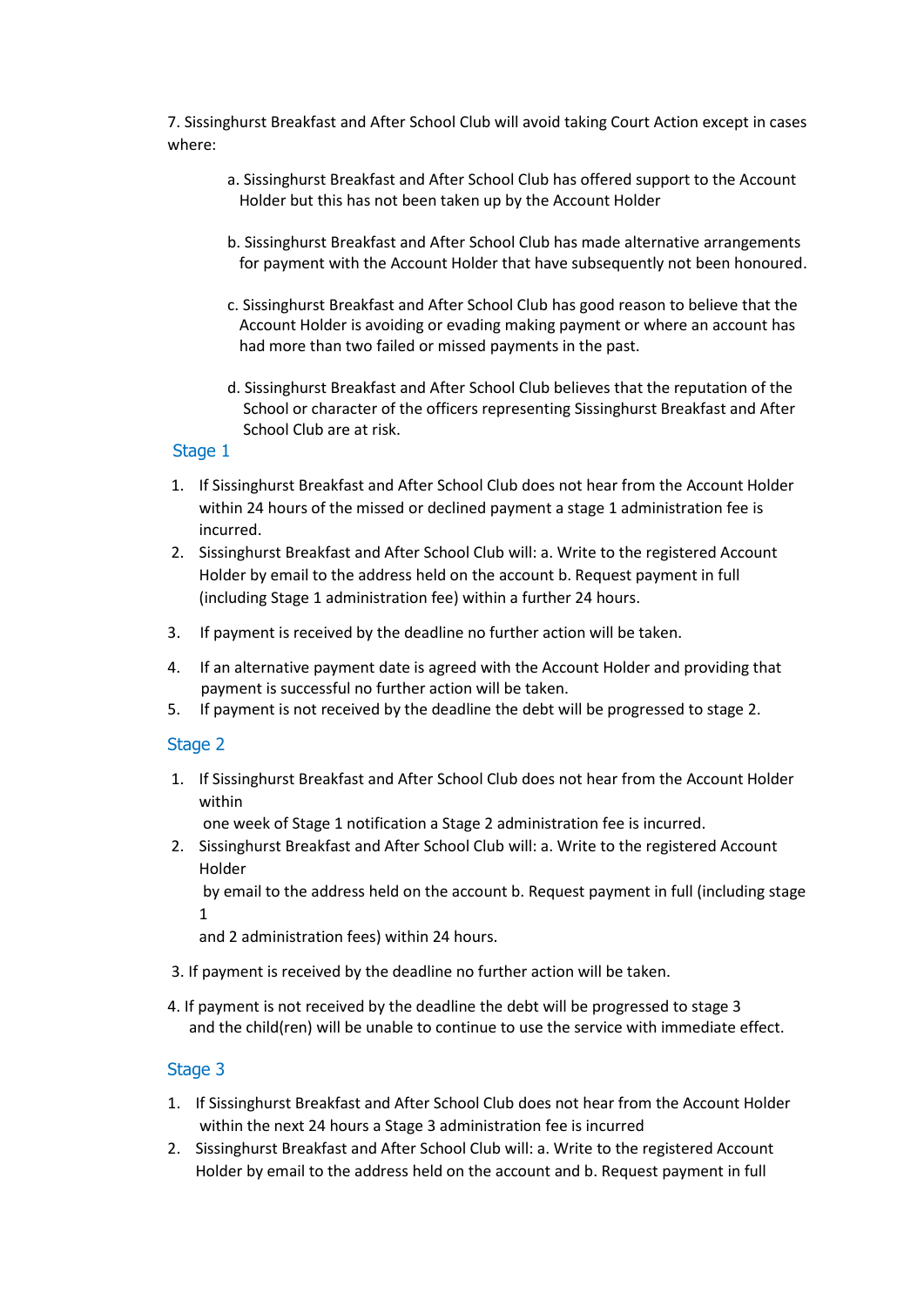7. Sissinghurst Breakfast and After School Club will avoid taking Court Action except in cases where:

a. Sissinghurst Breakfast and After School Club has offered support to the Account Holder but this has not been taken up by the Account Holder

b. Sissinghurst Breakfast and After School Club has made alternative arrangements for payment with the Account Holder that have subsequently not been honoured.

c. Sissinghurst Breakfast and After School Club has good reason to believe that the Account Holder is avoiding or evading making payment or where an account has had more than two failed or missed payments in the past.

d. Sissinghurst Breakfast and After School Club believes that the reputation of the School or character of the officers representing Sissinghurst Breakfast and After School Club are at risk.

## Stage 1

1. If Sissinghurst Breakfast and After School Club does not hear from the Account Holder within 24 hours of the missed or declined payment a stage 1 administration fee is incurred.
2. Sissinghurst Breakfast and After School Club will: a. Write to the registered Account Holder by email to the address held on the account b. Request payment in full (including Stage 1 administration fee) within a further 24 hours.
3. If payment is received by the deadline no further action will be taken.
4. If an alternative payment date is agreed with the Account Holder and providing that payment is successful no further action will be taken.
5. If payment is not received by the deadline the debt will be progressed to stage 2.

## Stage 2

1. If Sissinghurst Breakfast and After School Club does not hear from the Account Holder within one week of Stage 1 notification a Stage 2 administration fee is incurred.
2. Sissinghurst Breakfast and After School Club will: a. Write to the registered Account Holder by email to the address held on the account b. Request payment in full (including stage 1 and 2 administration fees) within 24 hours.
3. If payment is received by the deadline no further action will be taken.
4. If payment is not received by the deadline the debt will be progressed to stage 3 and the child(ren) will be unable to continue to use the service with immediate effect.

## Stage 3

1. If Sissinghurst Breakfast and After School Club does not hear from the Account Holder within the next 24 hours a Stage 3 administration fee is incurred
2. Sissinghurst Breakfast and After School Club will: a. Write to the registered Account Holder by email to the address held on the account and b. Request payment in full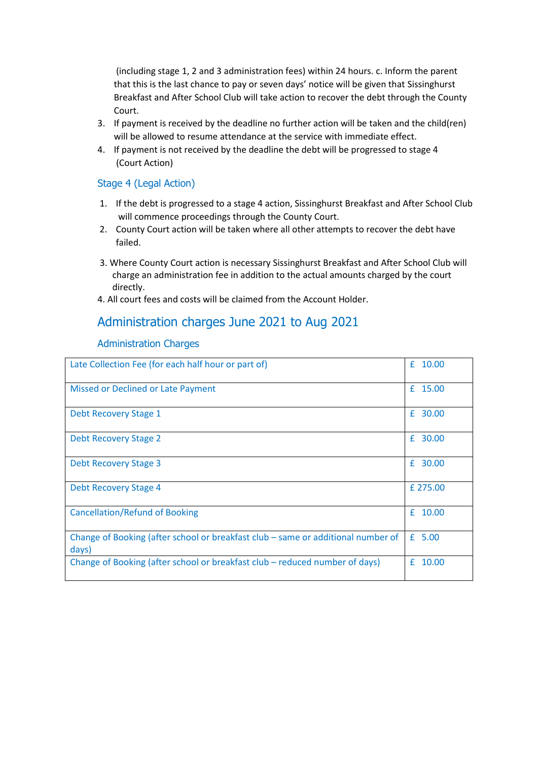(including stage 1, 2 and 3 administration fees) within 24 hours. c. Inform the parent that this is the last chance to pay or seven days' notice will be given that Sissinghurst Breakfast and After School Club will take action to recover the debt through the County Court.

3. If payment is received by the deadline no further action will be taken and the child(ren) will be allowed to resume attendance at the service with immediate effect.
4. If payment is not received by the deadline the debt will be progressed to stage 4 (Court Action)

### Stage 4 (Legal Action)

1. If the debt is progressed to a stage 4 action, Sissinghurst Breakfast and After School Club will commence proceedings through the County Court.
2. County Court action will be taken where all other attempts to recover the debt have failed.
3. Where County Court action is necessary Sissinghurst Breakfast and After School Club will charge an administration fee in addition to the actual amounts charged by the court directly.
4. All court fees and costs will be claimed from the Account Holder.

## Administration charges June 2021 to Aug 2021

### Administration Charges

| | |
|---|---|
| Late Collection Fee (for each half hour or part of) | £ 10.00 |
| Missed or Declined or Late Payment | £ 15.00 |
| Debt Recovery Stage 1 | £ 30.00 |
| Debt Recovery Stage 2 | £ 30.00 |
| Debt Recovery Stage 3 | £ 30.00 |
| Debt Recovery Stage 4 | £ 275.00 |
| Cancellation/Refund of Booking | £ 10.00 |
| Change of Booking (after school or breakfast club – same or additional number of days) | £ 5.00 |
| Change of Booking (after school or breakfast club – reduced number of days) | £ 10.00 |